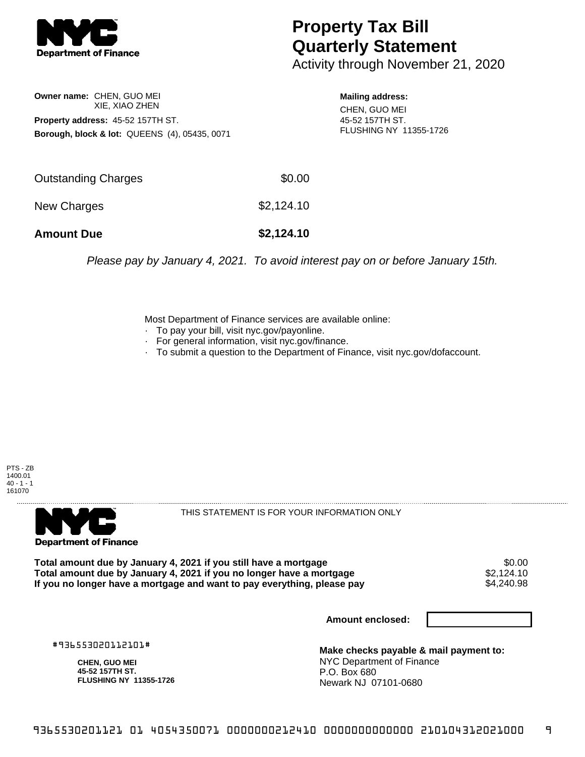# Property Tax Bill Quarterly Statement

Activity through November 21, 2020

**Owner name:** CHEN, GUO MEI
XIE, XIAO ZHEN

**Property address:** 45-52 157TH ST.

**Borough, block & lot:** QUEENS (4), 05435, 0071

**Mailing address:**
CHEN, GUO MEI
45-52 157TH ST.
FLUSHING NY 11355-1726

| | |
|---|---|
| Outstanding Charges | $0.00 |
| New Charges | $2,124.10 |
| **Amount Due** | **$2,124.10** |

*Please pay by January 4, 2021. To avoid interest pay on or before January 15th.*

Most Department of Finance services are available online:

- To pay your bill, visit nyc.gov/payonline.
- For general information, visit nyc.gov/finance.
- To submit a question to the Department of Finance, visit nyc.gov/dofaccount.

PTS - ZB
1400.01
40 - 1 - 1
161070

THIS STATEMENT IS FOR YOUR INFORMATION ONLY

| | |
|---|---|
| **Total amount due by January 4, 2021 if you still have a mortgage** | $0.00 |
| **Total amount due by January 4, 2021 if you no longer have a mortgage** | $2,124.10 |
| **If you no longer have a mortgage and want to pay everything, please pay** | $4,240.98 |

**Amount enclosed:**

#936553020112101#

**CHEN, GUO MEI**
**45-52 157TH ST.**
**FLUSHING NY 11355-1726**

**Make checks payable & mail payment to:**
NYC Department of Finance
P.O. Box 680
Newark NJ 07101-0680

9365530201121 01 4054350071 0000000212410 0000000000000 210104312021000 9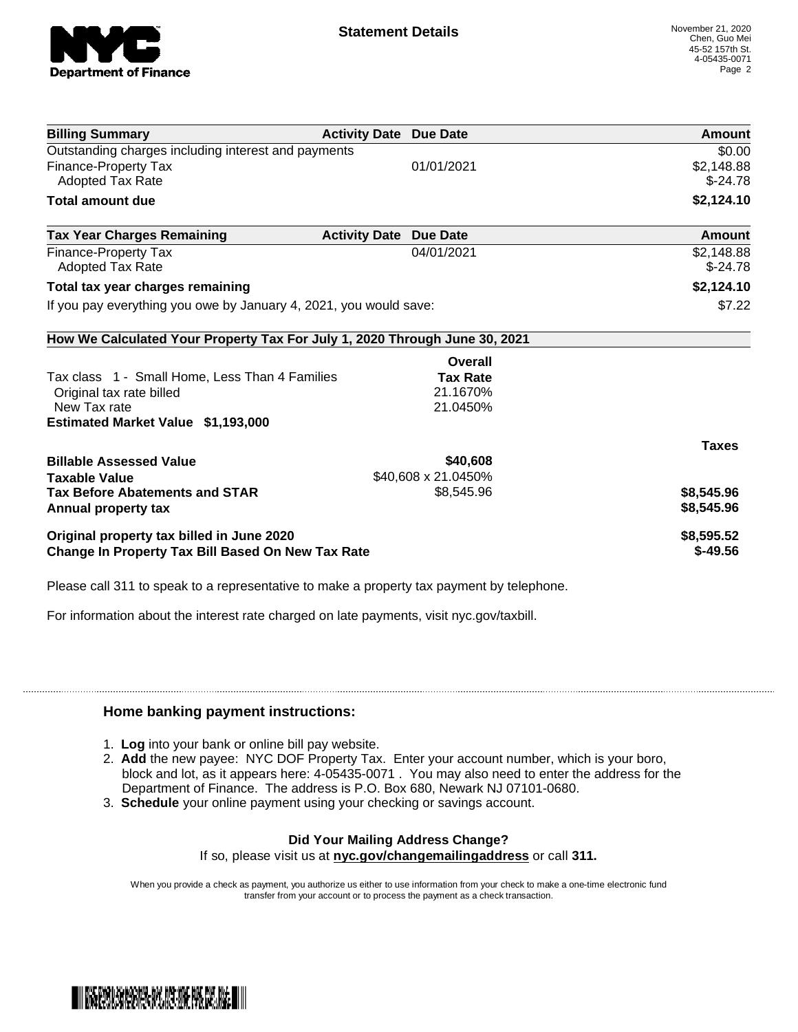## Statement Details

November 21, 2020
Chen, Guo Mei
45-52 157th St.
4-05435-0071

| Billing Summary | Activity Date | Due Date | Amount |
| --- | --- | --- | --- |
| Outstanding charges including interest and payments | | | $0.00 |
| Finance-Property Tax | | 01/01/2021 | $2,148.88 |
| Adopted Tax Rate | | | $-24.78 |
| **Total amount due** | | | **$2,124.10** |

| Tax Year Charges Remaining | Activity Date | Due Date | Amount |
| --- | --- | --- | --- |
| Finance-Property Tax | | 04/01/2021 | $2,148.88 |
| Adopted Tax Rate | | | $-24.78 |
| **Total tax year charges remaining** | | | **$2,124.10** |
| If you pay everything you owe by January 4, 2021, you would save: | | | $7.22 |

**How We Calculated Your Property Tax For July 1, 2020 Through June 30, 2021**

| | Overall Tax Rate | |
| --- | --- | --- |
| Tax class 1 - Small Home, Less Than 4 Families | | |
| Original tax rate billed | 21.1670% | |
| New Tax rate | 21.0450% | |
| **Estimated Market Value $1,193,000** | | |
| | | **Taxes** |
| **Billable Assessed Value** | **$40,608** | |
| **Taxable Value** | $40,608 x 21.0450% | |
| **Tax Before Abatements and STAR** | $8,545.96 | **$8,545.96** |
| **Annual property tax** | | **$8,545.96** |
| **Original property tax billed in June 2020** | | **$8,595.52** |
| **Change In Property Tax Bill Based On New Tax Rate** | | **$-49.56** |

Please call 311 to speak to a representative to make a property tax payment by telephone.

For information about the interest rate charged on late payments, visit nyc.gov/taxbill.

### Home banking payment instructions:

1. **Log** into your bank or online bill pay website.
2. **Add** the new payee: NYC DOF Property Tax. Enter your account number, which is your boro, block and lot, as it appears here: 4-05435-0071 . You may also need to enter the address for the Department of Finance. The address is P.O. Box 680, Newark NJ 07101-0680.
3. **Schedule** your online payment using your checking or savings account.

**Did Your Mailing Address Change?**
If so, please visit us at **nyc.gov/changemailingaddress** or call **311.**

When you provide a check as payment, you authorize us either to use information from your check to make a one-time electronic fund transfer from your account or to process the payment as a check transaction.